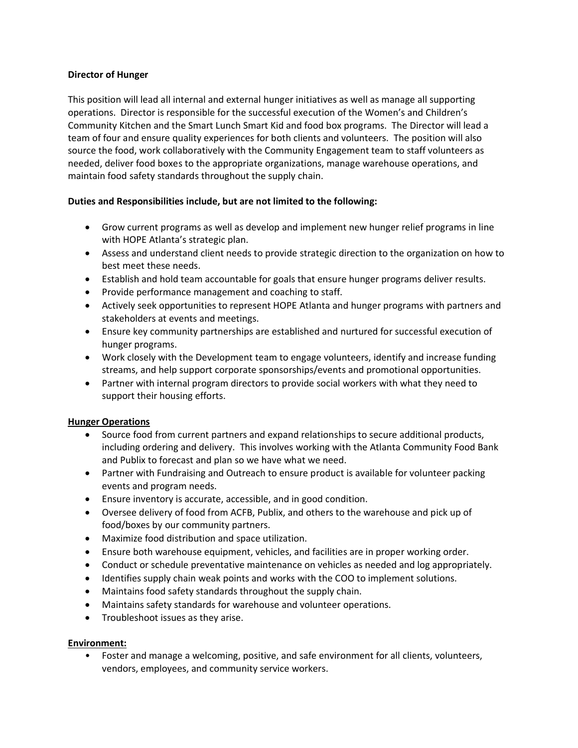**Director of Hunger**

This position will lead all internal and external hunger initiatives as well as manage all supporting operations. Director is responsible for the successful execution of the Women's and Children's Community Kitchen and the Smart Lunch Smart Kid and food box programs. The Director will lead a team of four and ensure quality experiences for both clients and volunteers. The position will also source the food, work collaboratively with the Community Engagement team to staff volunteers as needed, deliver food boxes to the appropriate organizations, manage warehouse operations, and maintain food safety standards throughout the supply chain.

**Duties and Responsibilities include, but are not limited to the following:**

- Grow current programs as well as develop and implement new hunger relief programs in line with HOPE Atlanta's strategic plan.
- Assess and understand client needs to provide strategic direction to the organization on how to best meet these needs.
- Establish and hold team accountable for goals that ensure hunger programs deliver results.
- Provide performance management and coaching to staff.
- Actively seek opportunities to represent HOPE Atlanta and hunger programs with partners and stakeholders at events and meetings.
- Ensure key community partnerships are established and nurtured for successful execution of hunger programs.
- Work closely with the Development team to engage volunteers, identify and increase funding streams, and help support corporate sponsorships/events and promotional opportunities.
- Partner with internal program directors to provide social workers with what they need to support their housing efforts.

**Hunger Operations**

- Source food from current partners and expand relationships to secure additional products, including ordering and delivery. This involves working with the Atlanta Community Food Bank and Publix to forecast and plan so we have what we need.
- Partner with Fundraising and Outreach to ensure product is available for volunteer packing events and program needs.
- Ensure inventory is accurate, accessible, and in good condition.
- Oversee delivery of food from ACFB, Publix, and others to the warehouse and pick up of food/boxes by our community partners.
- Maximize food distribution and space utilization.
- Ensure both warehouse equipment, vehicles, and facilities are in proper working order.
- Conduct or schedule preventative maintenance on vehicles as needed and log appropriately.
- Identifies supply chain weak points and works with the COO to implement solutions.
- Maintains food safety standards throughout the supply chain.
- Maintains safety standards for warehouse and volunteer operations.
- Troubleshoot issues as they arise.

**Environment:**

- Foster and manage a welcoming, positive, and safe environment for all clients, volunteers, vendors, employees, and community service workers.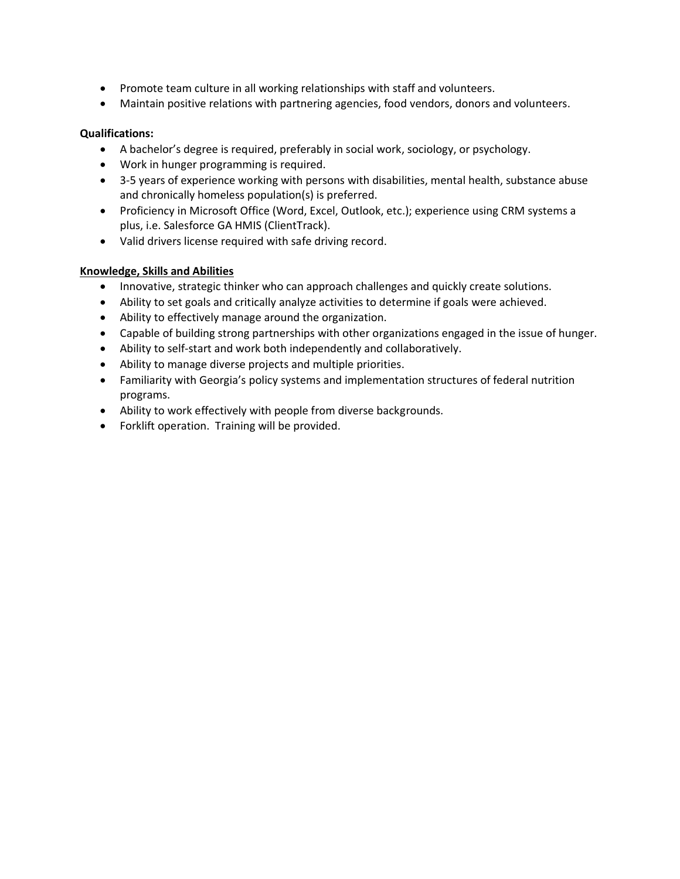- Promote team culture in all working relationships with staff and volunteers.
- Maintain positive relations with partnering agencies, food vendors, donors and volunteers.

**Qualifications:**

- A bachelor's degree is required, preferably in social work, sociology, or psychology.
- Work in hunger programming is required.
- 3-5 years of experience working with persons with disabilities, mental health, substance abuse and chronically homeless population(s) is preferred.
- Proficiency in Microsoft Office (Word, Excel, Outlook, etc.); experience using CRM systems a plus, i.e. Salesforce GA HMIS (ClientTrack).
- Valid drivers license required with safe driving record.

**Knowledge, Skills and Abilities**

- Innovative, strategic thinker who can approach challenges and quickly create solutions.
- Ability to set goals and critically analyze activities to determine if goals were achieved.
- Ability to effectively manage around the organization.
- Capable of building strong partnerships with other organizations engaged in the issue of hunger.
- Ability to self-start and work both independently and collaboratively.
- Ability to manage diverse projects and multiple priorities.
- Familiarity with Georgia's policy systems and implementation structures of federal nutrition programs.
- Ability to work effectively with people from diverse backgrounds.
- Forklift operation. Training will be provided.